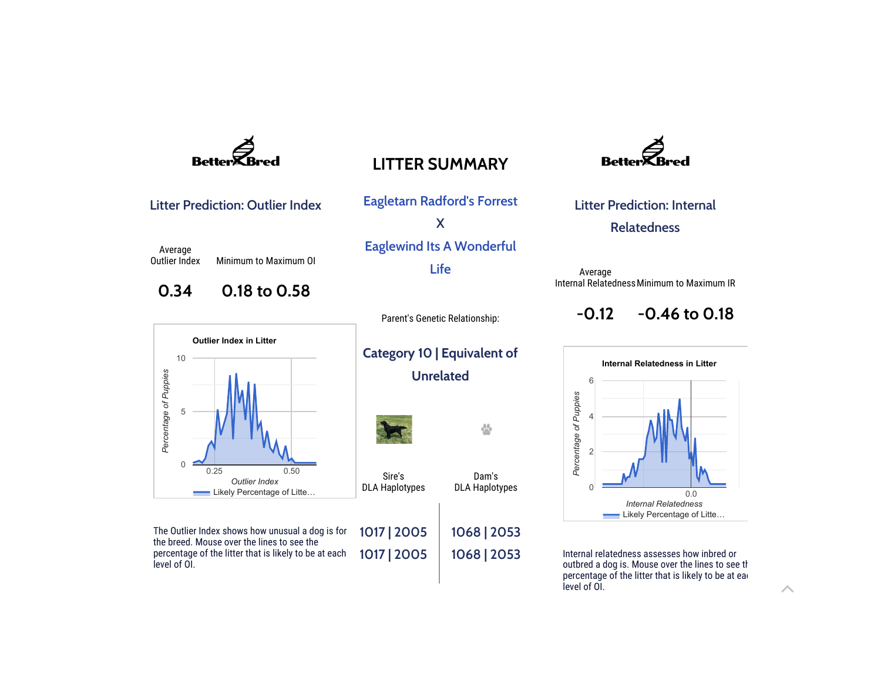# LITTER SUMMARY

## Eagletarn Radford's Forrest
## X
## Eaglewind Its A Wonderful Life

Parent's Genetic Relationship:

## Category 10 | Equivalent of Unrelated

| Sire's DLA Haplotypes | Dam's DLA Haplotypes |
| --- | --- |
| 1017 \| 2005 | 1068 \| 2053 |
| 1017 \| 2005 | 1068 \| 2053 |

## Litter Prediction: Outlier Index

| Average Outlier Index | Minimum to Maximum OI |
| --- | --- |
| 0.34 | 0.18 to 0.58 |

Outlier Index in Litter

The Outlier Index shows how unusual a dog is for the breed. Mouse over the lines to see the percentage of the litter that is likely to be at each level of OI.

## Litter Prediction: Internal Relatedness

| Average Internal Relatedness | Minimum to Maximum IR |
| --- | --- |
| -0.12 | -0.46 to 0.18 |

Internal Relatedness in Litter

Internal relatedness assesses how inbred or outbred a dog is. Mouse over the lines to see the percentage of the litter that is likely to be at each level of OI.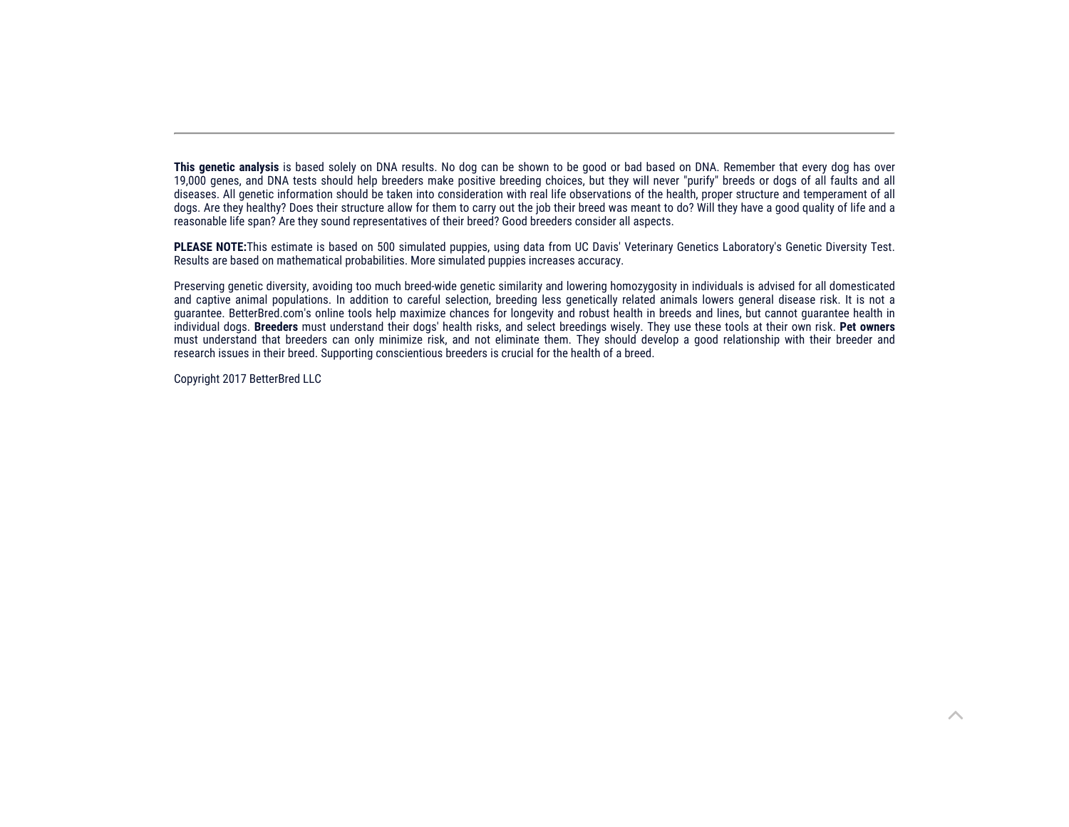---

**This genetic analysis** is based solely on DNA results. No dog can be shown to be good or bad based on DNA. Remember that every dog has over 19,000 genes, and DNA tests should help breeders make positive breeding choices, but they will never "purify" breeds or dogs of all faults and all diseases. All genetic information should be taken into consideration with real life observations of the health, proper structure and temperament of all dogs. Are they healthy? Does their structure allow for them to carry out the job their breed was meant to do? Will they have a good quality of life and a reasonable life span? Are they sound representatives of their breed? Good breeders consider all aspects.

**PLEASE NOTE:**This estimate is based on 500 simulated puppies, using data from UC Davis' Veterinary Genetics Laboratory's Genetic Diversity Test. Results are based on mathematical probabilities. More simulated puppies increases accuracy.

Preserving genetic diversity, avoiding too much breed-wide genetic similarity and lowering homozygosity in individuals is advised for all domesticated and captive animal populations. In addition to careful selection, breeding less genetically related animals lowers general disease risk. It is not a guarantee. BetterBred.com's online tools help maximize chances for longevity and robust health in breeds and lines, but cannot guarantee health in individual dogs. **Breeders** must understand their dogs' health risks, and select breedings wisely. They use these tools at their own risk. **Pet owners** must understand that breeders can only minimize risk, and not eliminate them. They should develop a good relationship with their breeder and research issues in their breed. Supporting conscientious breeders is crucial for the health of a breed.

Copyright 2017 BetterBred LLC